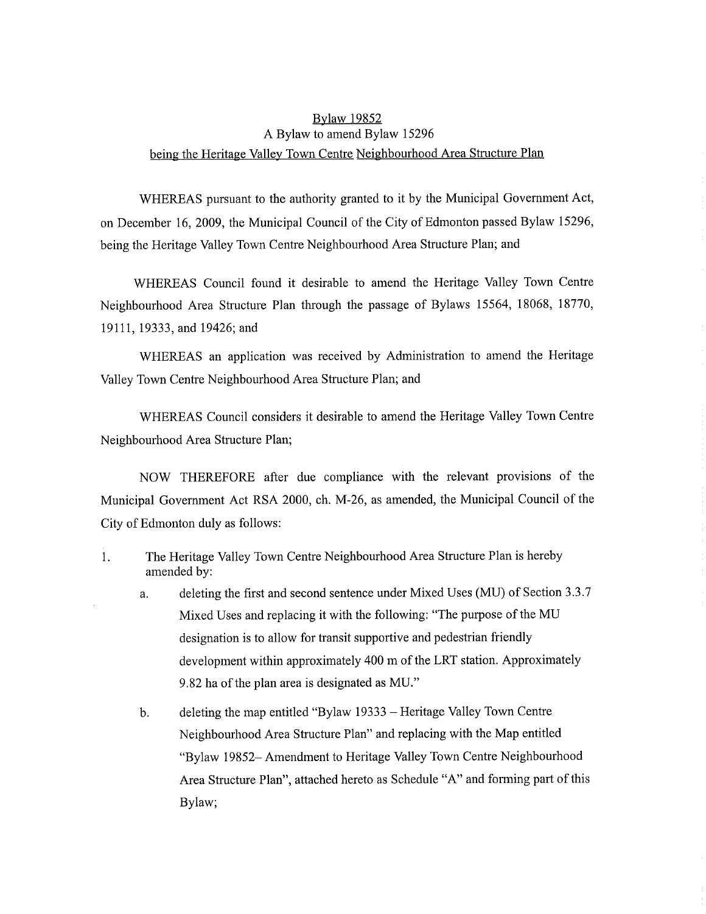# Bylaw 19852

## A Bylaw to amend Bylaw 15296

## being the Heritage Valley Town Centre Neighbourhood Area Structure Plan

WHEREAS pursuant to the authority granted to it by the Municipal Government Act, on December 16, 2009, the Municipal Council of the City of Edmonton passed Bylaw 15296, being the Heritage Valley Town Centre Neighbourhood Area Structure Plan; and

WHEREAS Council found it desirable to amend the Heritage Valley Town Centre Neighbourhood Area Structure Plan through the passage of Bylaws 15564, 18068, 18770, 19111, 19333, and 19426; and

WHEREAS an application was received by Administration to amend the Heritage Valley Town Centre Neighbourhood Area Structure Plan; and

WHEREAS Council considers it desirable to amend the Heritage Valley Town Centre Neighbourhood Area Structure Plan;

NOW THEREFORE after due compliance with the relevant provisions of the Municipal Government Act RSA 2000, ch. M-26, as amended, the Municipal Council of the City of Edmonton duly as follows:

1. The Heritage Valley Town Centre Neighbourhood Area Structure Plan is hereby amended by:

   a. deleting the first and second sentence under Mixed Uses (MU) of Section 3.3.7 Mixed Uses and replacing it with the following: "The purpose of the MU designation is to allow for transit supportive and pedestrian friendly development within approximately 400 m of the LRT station. Approximately 9.82 ha of the plan area is designated as MU."

   b. deleting the map entitled "Bylaw 19333 – Heritage Valley Town Centre Neighbourhood Area Structure Plan" and replacing with the Map entitled "Bylaw 19852– Amendment to Heritage Valley Town Centre Neighbourhood Area Structure Plan", attached hereto as Schedule "A" and forming part of this Bylaw;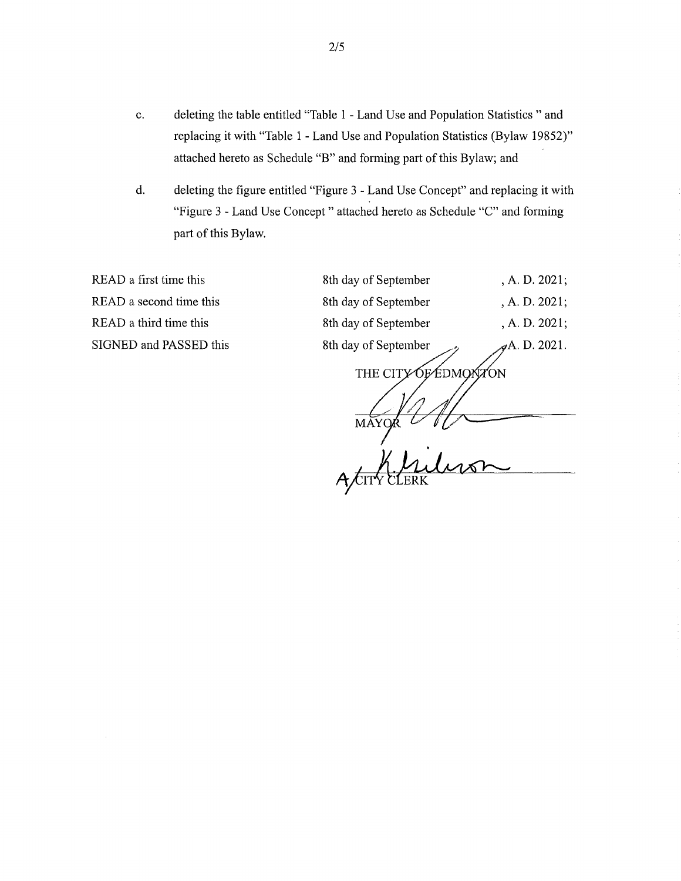c. deleting the table entitled "Table 1 - Land Use and Population Statistics " and replacing it with "Table 1 - Land Use and Population Statistics (Bylaw 19852)" attached hereto as Schedule "B" and forming part of this Bylaw; and

d. deleting the figure entitled "Figure 3 - Land Use Concept" and replacing it with "Figure 3 - Land Use Concept " attached hereto as Schedule "C" and forming part of this Bylaw.

| | | |
|---|---|---|
| READ a first time this | 8th day of September | , A. D. 2021; |
| READ a second time this | 8th day of September | , A. D. 2021; |
| READ a third time this | 8th day of September | , A. D. 2021; |
| SIGNED and PASSED this | 8th day of September | , A. D. 2021. |

THE CITY OF EDMONTON

MAYOR

A/CITY CLERK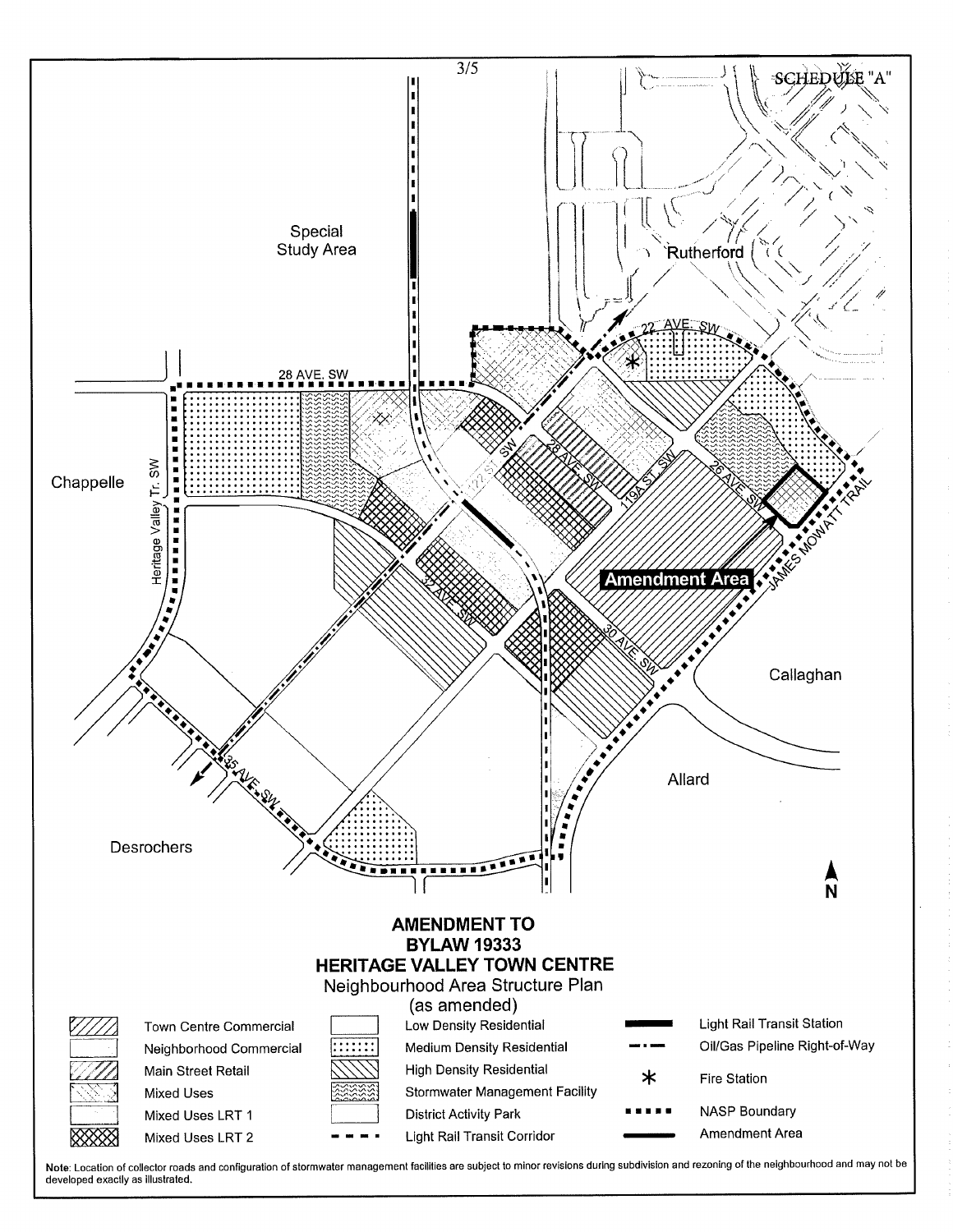SCHEDULE "A"

Special Study Area

Rutherford

Chappelle

Callaghan

Allard

Desrochers

28 AVE. SW

22 AVE. SW

Heritage Valley Tr. SW

22 ST. SW

28 AVE. SW

19A ST. SW

26 AVE. SW

32 AVE. SW

30 AVE. SW

35 AVE. SW

JAMES MOWATT TRAIL

Amendment Area

N

# AMENDMENT TO BYLAW 19333 HERITAGE VALLEY TOWN CENTRE

Neighbourhood Area Structure Plan (as amended)

| Legend | | |
|---|---|---|
| Town Centre Commercial | Low Density Residential | Light Rail Transit Station |
| Neighborhood Commercial | Medium Density Residential | Oil/Gas Pipeline Right-of-Way |
| Main Street Retail | High Density Residential | * Fire Station |
| Mixed Uses | Stormwater Management Facility | NASP Boundary |
| Mixed Uses LRT 1 | District Activity Park | Amendment Area |
| Mixed Uses LRT 2 | Light Rail Transit Corridor | |

Note: Location of collector roads and configuration of stormwater management facilities are subject to minor revisions during subdivision and rezoning of the neighbourhood and may not be developed exactly as illustrated.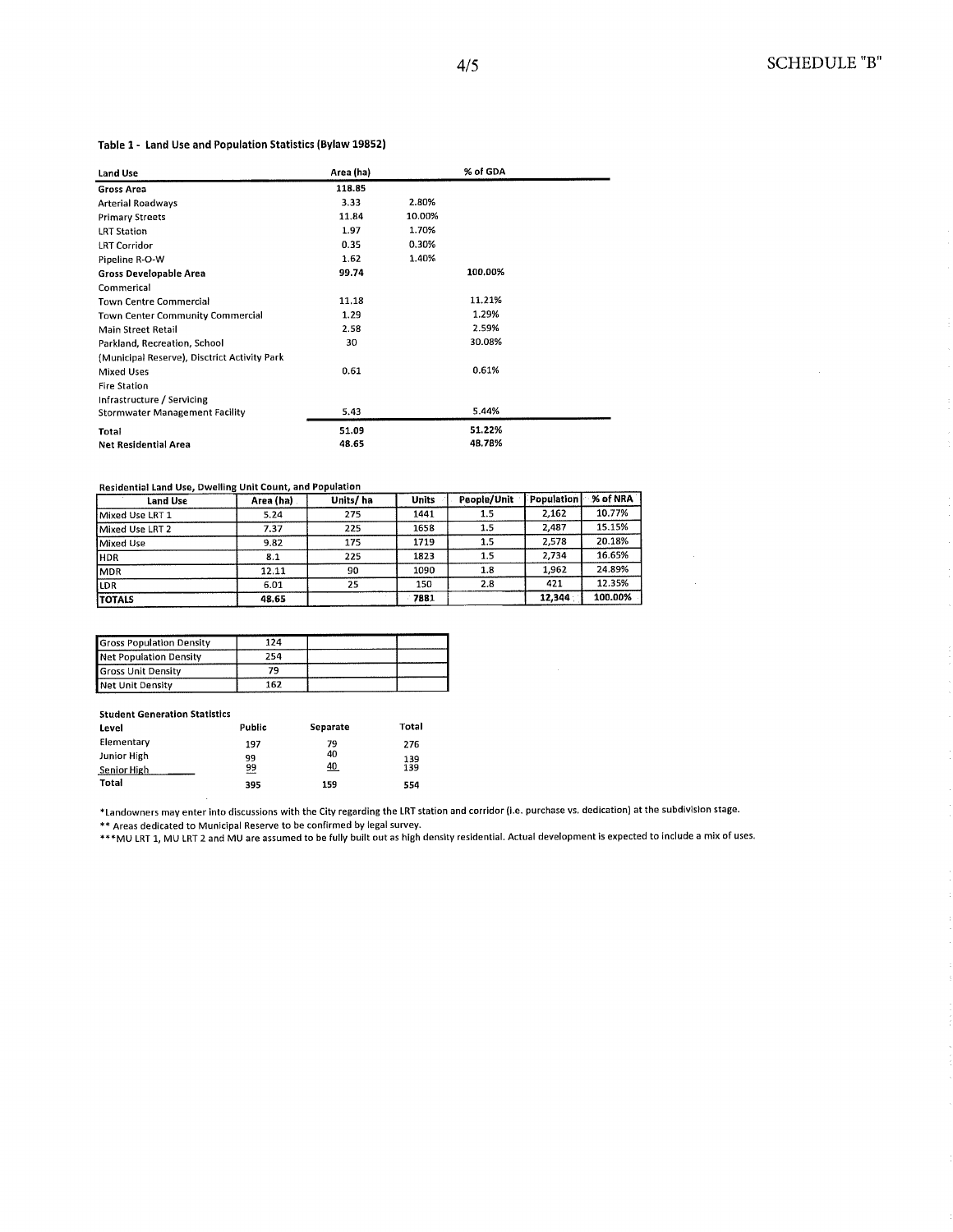SCHEDULE "B"

**Table 1 - Land Use and Population Statistics (Bylaw 19852)**

| Land Use | Area (ha) | | % of GDA |
|---|---|---|---|
| **Gross Area** | **118.85** | | |
| Arterial Roadways | 3.33 | 2.80% | |
| Primary Streets | 11.84 | 10.00% | |
| LRT Station | 1.97 | 1.70% | |
| LRT Corridor | 0.35 | 0.30% | |
| Pipeline R-O-W | 1.62 | 1.40% | |
| **Gross Developable Area** | **99.74** | | 100.00% |
| Commerical | | | |
| Town Centre Commercial | 11.18 | | 11.21% |
| Town Center Community Commercial | 1.29 | | 1.29% |
| Main Street Retail | 2.58 | | 2.59% |
| Parkland, Recreation, School | 30 | | 30.08% |
| (Municipal Reserve), Disctrict Activity Park | | | |
| Mixed Uses | 0.61 | | 0.61% |
| Fire Station | | | |
| Infrastructure / Servicing | | | |
| Stormwater Management Facility | 5.43 | | 5.44% |
| **Total** | 51.09 | | 51.22% |
| **Net Residential Area** | 48.65 | | 48.78% |

**Residential Land Use, Dwelling Unit Count, and Population**

| Land Use | Area (ha) | Units/ ha | Units | People/Unit | Population | % of NRA |
|---|---|---|---|---|---|---|
| Mixed Use LRT 1 | 5.24 | 275 | 1441 | 1.5 | 2,162 | 10.77% |
| Mixed Use LRT 2 | 7.37 | 225 | 1658 | 1.5 | 2,487 | 15.15% |
| Mixed Use | 9.82 | 175 | 1719 | 1.5 | 2,578 | 20.18% |
| HDR | 8.1 | 225 | 1823 | 1.5 | 2,734 | 16.65% |
| MDR | 12.11 | 90 | 1090 | 1.8 | 1,962 | 24.89% |
| LDR | 6.01 | 25 | 150 | 2.8 | 421 | 12.35% |
| **TOTALS** | **48.65** | | **7881** | | **12,344** | **100.00%** |

| | | | |
|---|---|---|---|
| Gross Population Density | 124 | | |
| Net Population Density | 254 | | |
| Gross Unit Density | 79 | | |
| Net Unit Density | 162 | | |

**Student Generation Statistics**

| Level | Public | Separate | Total |
|---|---|---|---|
| Elementary | 197 | 79 | 276 |
| Junior High | 99 | 40 | 139 |
| Senior High | 99 | 40 | 139 |
| **Total** | **395** | **159** | **554** |

*Landowners may enter into discussions with the City regarding the LRT station and corridor (i.e. purchase vs. dedication) at the subdivision stage.

** Areas dedicated to Municipal Reserve to be confirmed by legal survey.

***MU LRT 1, MU LRT 2 and MU are assumed to be fully built out as high density residential. Actual development is expected to include a mix of uses.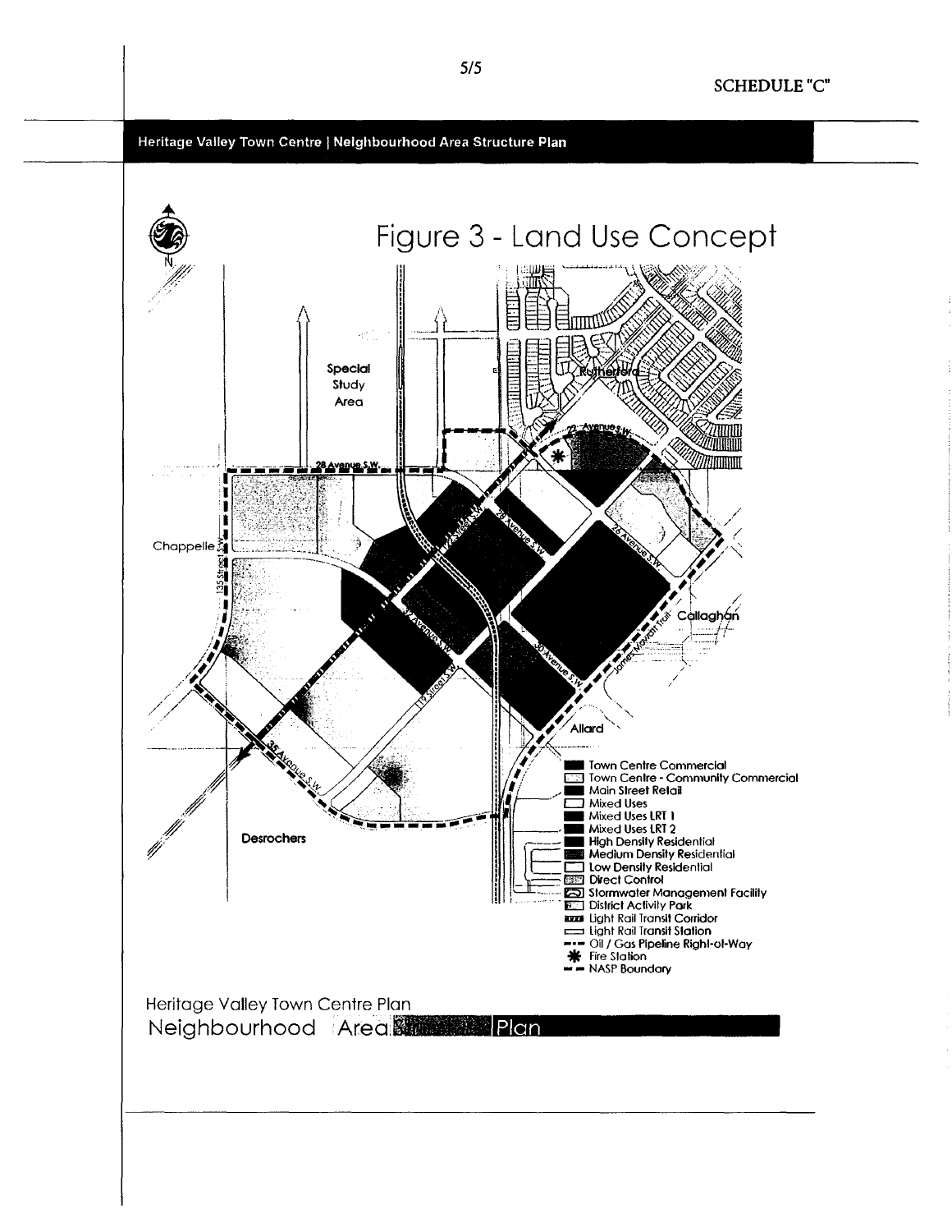SCHEDULE "C"

Heritage Valley Town Centre | Neighbourhood Area Structure Plan

# Figure 3 - Land Use Concept

Special Study Area

Rutherford

28 Avenue S.W.

22 Avenue S.W.

26 Avenue S.W.

29 Avenue S.W.

127 Street S.W.

32 Avenue S.W.

119 Street S.W.

30 Avenue S.W.

35 Avenue S.W.

135 Street S.W.

James Mowatt Trail

Chappelle

Callaghan

Allard

Desrochers

- Town Centre Commercial
- Town Centre - Community Commercial
- Main Street Retail
- Mixed Uses
- Mixed Uses LRT 1
- Mixed Uses LRT 2
- High Density Residential
- Medium Density Residential
- Low Density Residential
- Direct Control
- Stormwater Management Facility
- District Activity Park
- Light Rail Transit Corridor
- Light Rail Transit Station
- Oil / Gas Pipeline Right-of-Way
- Fire Station
- NASP Boundary

Heritage Valley Town Centre Plan
Neighbourhood Area Structure Plan